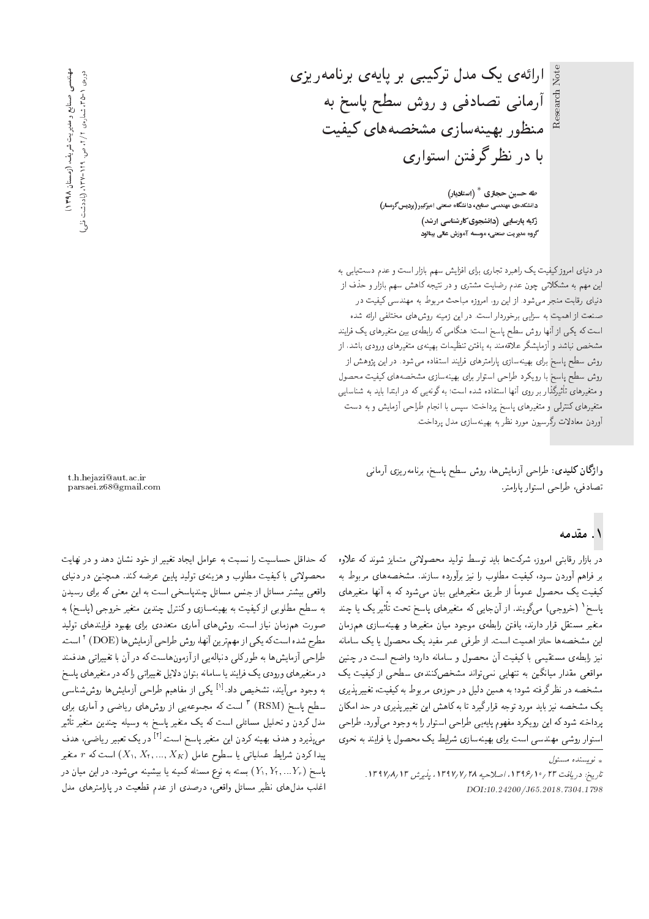# ارائه‌ی یک مدل ترکیبی بر پایه‌ی برنامه‌ریزی آرمانی تصادفی و روش سطح پاسخ به منظور بهینه‌سازی مشخصه‌های کیفیت با در نظر گرفتن استواری

Research Note

**طه حسین حجازی** * **(استادیار)**
دانشکده‌ی مهندسی صنایع، دانشگاه صنعتی امیرکبیر (پردیس گرمسار)

**زکیه پارسایی (دانشجوی کارشناسی ارشد)**
گروه مدیریت صنعتی، موسسه آموزش عالی بینالود

در دنیای امروز کیفیت یک راهبرد تجاری برای افزایش سهم بازار است و عدم دست‌یابی به این مهم به مشکلاتی چون عدم رضایت مشتری و در نتیجه کاهش سهم بازار و حذف از دنیای رقابت منجر می‌شود. از این رو، امروزه مباحث مربوط به مهندسی کیفیت در صنعت از اهمیت به سزایی برخوردار است. در این زمینه روش‌های مختلفی ارائه شده است که یکی از آنها روش سطح پاسخ است؛ هنگامی که رابطه‌ی بین متغیرهای یک فرایند مشخص نباشد و آزمایشگر علاقه‌مند به یافتن تنظیمات بهینه‌ی متغیرهای ورودی باشد، از روش سطح پاسخ برای بهینه‌سازی پارامترهای فرایند استفاده می‌شود. در این پژوهش از روش سطح پاسخ با رویکرد طراحی استوار برای بهینه‌سازی مشخصه‌های کیفیت محصول و متغیرهای تأثیرگذار بر روی آنها استفاده شده است؛ به گونه‌یی که در ابتدا باید به شناسایی متغیرهای کنترلی و متغیرهای پاسخ پرداخت؛ سپس با انجام طراحی آزمایش و به دست آوردن معادلات رگرسیون مورد نظر به بهینه‌سازی مدل پرداخت.

**واژگان کلیدی:** طراحی آزمایش‌ها، روش سطح پاسخ، برنامه‌ریزی آرمانی تصادفی، طراحی استوار پارامتر.

t.h.hejazi@aut.ac.ir
parsaei.z68@gmail.com

## ۱. مقدمه

در بازار رقابتی امروز، شرکت‌ها باید توسط تولید محصولاتی متمایز شوند که علاوه بر فراهم آوردن سود، کیفیت مطلوب را نیز برآورده سازند. مشخصه‌های مربوط به کیفیت یک محصول عموماً از طریق متغیرهایی بیان می‌شود که به آنها متغیرهای پاسخ[۱] (خروجی) می‌گویند. از آن‌جایی که متغیرهای پاسخ تحت تأثیر یک یا چند متغیر مستقل قرار دارند، یافتن رابطه‌ی موجود میان متغیرها و بهینه‌سازی هم‌زمان این مشخصه‌ها حائز اهمیت است. از طرفی عمر مفید یک محصول یا یک سامانه نیز رابطه‌ی مستقیمی با کیفیت آن محصول و سامانه دارد؛ واضح است در چنین مواقعی مقدار میانگین به تنهایی نمی‌تواند مشخص‌کننده‌ی سطحی از کیفیت یک مشخصه در نظر گرفته شود؛ به همین دلیل در حوزه‌ی مربوط به کیفیت، تغییرپذیری یک مشخصه نیز باید مورد توجه قرار گیرد تا به کاهش این تغییرپذیری در حد امکان پرداخته شود که این رویکرد مفهوم پایه‌یی طراحی استوار را به وجود می‌آورد. طراحی استوار روشی مهندسی است برای بهینه‌سازی شرایط یک محصول یا فرایند به نحوی که حداقل حساسیت را نسبت به عوامل ایجاد تغییر از خود نشان دهد و در نهایت محصولاتی با کیفیت مطلوب و هزینه‌ی تولید پایین عرضه کند. همچنین در دنیای واقعی بیشتر مسائل از جنس مسائل چندپاسخی است به این معنی که برای رسیدن به سطح مطلوبی از کیفیت به بهینه‌سازی و کنترل چندین متغیر خروجی (پاسخ) به صورت هم‌زمان نیاز است. روش‌های آماری متعددی برای بهبود فرایندهای تولید مطرح شده است که یکی از مهم‌ترین آنها، روش طراحی آزمایش‌ها (DOE)[۲] است. طراحی آزمایش‌ها به طور کلی دنباله‌یی از آزمون‌هاست که در آن با تغییراتی هدفمند در متغیرهای ورودی یک فرایند یا سامانه بتوان دلایل تغییراتی را که در متغیرهای پاسخ به وجود می‌آیند، تشخیص داد.[1] یکی از مفاهیم طراحی آزمایش‌ها روش‌شناسی سطح پاسخ (RSM)[۳] است که مجموعه‌یی از روش‌های ریاضی و آماری برای مدل کردن و تحلیل مسائلی است که یک متغیر پاسخ به وسیله چندین متغیر تأثیر می‌پذیرد و هدف بهینه کردن این متغیر پاسخ است.[2] در یک تعبیر ریاضی، هدف پیدا کردن شرایط عملیاتی یا سطوح عامل $(X_1, X_2, ..., X_K)$ است که $r$ متغیر پاسخ $(Y_1, Y_2, ... Y_r)$ بسته به نوع مسئله کمینه یا بیشینه می‌شود. در این میان در اغلب مدل‌های نظیر مسائل واقعی، درصدی از عدم قطعیت در پارامترهای مدل

\* نویسنده مسئول

تاریخ: دریافت ۱۳۹۶/۱۰/۲۳، اصلاحیه ۱۳۹۷/۷/۲۸، پذیرش ۱۳۹۷/۸/۱۳.
DOI:10.24200/J65.2018.7304.1798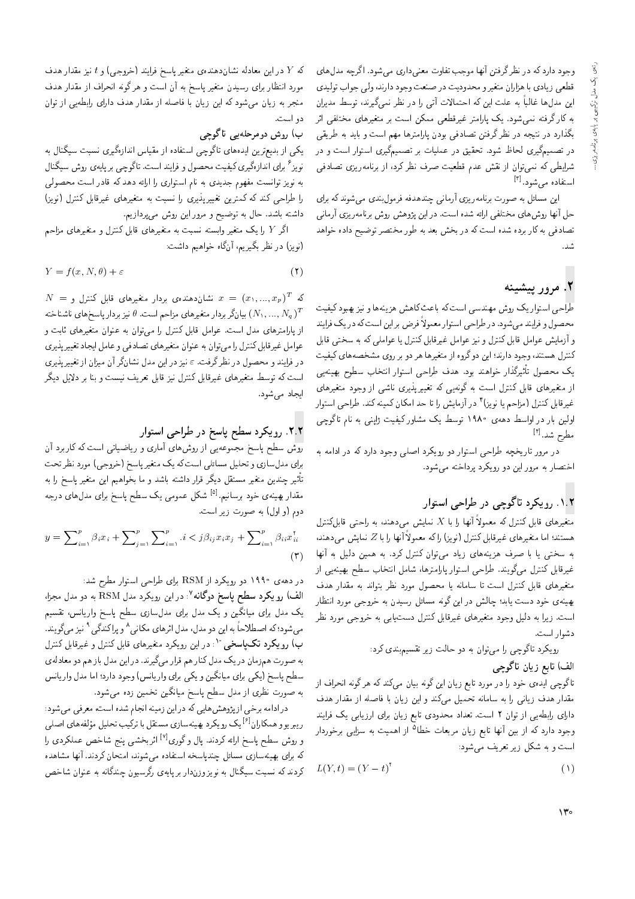وجود دارد که در نظرگرفتن آنها موجب تفاوت معنی‌داری می‌شود. اگرچه مدل‌های قطعی زیادی با هزاران متغیر و محدودیت در صنعت وجود دارند، ولی جواب تولیدی این مدل‌ها غالباً به علت این که احتمالات آتی را در نظر نمی‌گیرند، توسط مدیران به کارگرفته نمی‌شود. یک پارامتر غیرقطعی ممکن است بر متغیرهای مختلفی اثر بگذارد در نتیجه در نظرگرفتن تصادفی بودن پارامترها مهم است و باید به طریقی در تصمیم‌گیری لحاظ شود. تحقیق در عملیات بر تصمیم‌گیری استوار است و در شرایطی که نمی‌توان از نقش عدم قطعیت صرف نظر کرد، از برنامه‌ریزی تصادفی استفاده می‌شود.[3]

این مسائل به صورت برنامه‌ریزی آرمانی چندهدفه فرمول‌بندی می‌شوند که برای حل آنها روش‌های مختلفی ارائه شده است. در این پژوهش روش برنامه‌ریزی آرمانی تصادفی به کار برده شده است که در بخش بعد به طور مختصر توضیح داده خواهد شد.

## ۲. مرور پیشینه

طراحی استوار یک روش مهندسی است که باعث کاهش هزینه‌ها و نیز بهبود کیفیت محصول و فرایند می‌شود. در طراحی استوار معمولاً فرض بر این است که در یک فرایند و آزمایش عوامل قابل کنترل و نیز عوامل غیرقابل کنترل یا عواملی که به سختی قابل کنترل هستند، وجود دارند؛ این دو گروه از متغیرها هر دو بر روی مشخصه‌های کیفیت یک محصول تأثیرگذار خواهند بود. هدف طراحی استوار انتخاب سطوح بهینه‌یی از متغیرهای قابل کنترل است به گونه‌یی که تغییرپذیری ناشی از وجود متغیرهای غیرقابل کنترل (مزاحم یا نویز)[4] در آزمایش را تا حد امکان کمینه کند. طراحی استوار اولین بار در اواسط دهه‌ی ۱۹۸۰ توسط یک مشاور کیفیت ژاپنی به نام تاگوچی مطرح شد.[4]

در مرور تاریخچه طراحی استوار دو رویکرد اصلی وجود دارد که در ادامه به اختصار به مرور این دو رویکرد پرداخته می‌شود.

### ۱.۲. رویکرد تاگوچی در طراحی استوار

متغیرهای قابل کنترل که معمولاً آنها را با $X$ نمایش می‌دهند، به راحتی قابل‌کنترل هستند؛ اما متغیرهای غیرقابل کنترل (نویز) را که معمولاً آنها را با $Z$ نمایش می‌دهند، به سختی یا با صرف هزینه‌های زیاد می‌توان کنترل کرد. به همین دلیل به آنها غیرقابل کنترل می‌گویند. طراحی استوار پارامترها، شامل انتخاب سطح بهینه‌یی از متغیرهای قابل کنترل است تا سامانه یا محصول مورد نظر بتواند به مقدار هدف بهینه‌ی خود دست یابد؛ چالش در این گونه مسائل رسیدن به خروجی مورد انتظار است. زیرا به دلیل وجود متغیرهای غیرقابل کنترل دست‌یابی به خروجی مورد نظر دشوار است.

رویکرد تاگوچی را می‌توان به دو حالت زیر تقسیم‌بندی کرد:

**الف) تابع زیان تاگوچی**

تاگوچی ایده‌ی خود را در مورد تابع زیان این گونه بیان می‌کند که هرگونه انحراف از مقدار هدف زیانی را به سامانه تحمیل می‌کند و این زیان با فاصله از مقدار هدف دارای رابطه‌یی از توان ۲ است. تعداد محدودی تابع زیان برای ارزیابی یک فرایند وجود دارد که از بین آنها تابع زیان مربعات خطا[5] از اهمیت به سزایی برخوردار است و به شکل زیر تعریف می‌شود:

$$L(Y,t) = (Y-t)^2 \tag{1}$$

که $Y$ در این معادله نشان‌دهنده‌ی متغیر پاسخ فرایند (خروجی) و $t$ نیز مقدار هدف مورد انتظار برای رسیدن متغیر پاسخ به آن است و هرگونه انحراف از مقدار هدف منجر به زیان می‌شود که این زیان با فاصله از مقدار هدف دارای رابطه‌یی از توان دو است.

**ب) روش دومرحله‌یی تاگوچی**

یکی از بدیع‌ترین ایده‌های تاگوچی استفاده از مقیاس اندازه‌گیری نسبت سیگنال به نویز[6] برای اندازه‌گیری کیفیت محصول و فرایند است. تاگوچی بر پایه‌ی روش سیگنال به نویز توانست مفهوم جدیدی به نام استواری را ارائه دهد که قادر است محصولی را طراحی کند که کمترین تغییرپذیری را نسبت به متغیرهای غیرقابل کنترل (نویز) داشته باشد. حال به توضیح و مرور این روش می‌پردازیم.

اگر $Y$ را یک متغیر وابسته نسبت به متغیرهای قابل کنترل و متغیرهای مزاحم (نویز) در نظر بگیریم، آنگاه خواهیم داشت:

$$Y = f(x, N, \theta) + \varepsilon \tag{2}$$

که $x = (x_1, ..., x_p)^T$ نشان‌دهنده‌ی بردار متغیرهای قابل کنترل و $N = (N_1, ..., N_q)^T$ بیانگر بردار متغیرهای مزاحم است. $\theta$ نیز بردار پاسخ‌های ناشناخته از پارامترهای مدل است. عوامل قابل کنترل را می‌توان به عنوان متغیرهای ثابت و عوامل غیرقابل کنترل را می‌توان به عنوان متغیرهای تصادفی و عامل ایجاد تغییرپذیری در فرایند و محصول در نظر گرفت. $\varepsilon$ نیز در این مدل نشانگر آن میزان از تغییرپذیری است که توسط متغیرهای غیرقابل کنترل نیز قابل تعریف نیست و بنا بر دلایل دیگر ایجاد می‌شود.

### ۲.۲. رویکرد سطح پاسخ در طراحی استوار

روش سطح پاسخ مجموعه‌یی از روش‌های آماری و ریاضیاتی است که کاربرد آن برای مدل‌سازی و تحلیل مسائلی است که یک متغیر پاسخ (خروجی) مورد نظر تحت تأثیر چندین متغیر مستقل دیگر قرار داشته باشد و ما بخواهیم این متغیر پاسخ را به مقدار بهینه‌ی خود برسانیم.[5] شکل عمومی یک سطح پاسخ برای مدل‌های درجه دوم (و اول) به صورت زیر است.

$$y = \sum_{i=1}^{p} \beta_i x_i + \sum_{j=1}^{p} \sum_{i=1}^{p} {}_{.i<j} \beta_{ij} x_i x_j + \sum_{i=1}^{p} \beta_{ii} x_{ii}^2 \tag{3}$$

در دهه‌ی ۱۹۹۰ دو رویکرد از RSM برای طراحی استوار مطرح شد:

**الف) رویکرد سطح پاسخ دوگانه**[7]: در این رویکرد مدل RSM به دو مدل مجزا، یک مدل برای میانگین و یک مدل برای مدل‌سازی سطح پاسخ واریانس، تقسیم می‌شود؛ که اصطلاحاً به این دو مدل، مدل اثرهای مکانی[8] و پراکندگی[9] نیز می‌گویند.

**ب) رویکرد تک‌پاسخی**[10]: در این رویکرد متغیرهای قابل کنترل و غیرقابل کنترل به صورت هم‌زمان در یک مدل کنار هم قرار می‌گیرند. در این مدل باز هم دو معادله‌ی سطح پاسخ (یکی برای میانگین و یکی برای واریانس) وجود دارد؛ اما مدل واریانس به صورت نظری از مدل سطح پاسخ میانگین تخمین زده می‌شود.

در ادامه برخی از پژوهش‌هایی که در این زمینه انجام شده است معرفی می‌شود: ریبر یو و همکاران[6] یک رویکرد بهینه‌سازی مستقل با ترکیب تحلیل مؤلفه‌های اصلی و روش سطح پاسخ ارائه کردند. پال و گوری[7] اثربخشی پنج شاخص عملکردی را که برای بهینه‌سازی مسائل چندپاسخه استفاده می‌شوند، امتحان کردند. آنها مشاهده کردند که نسبت سیگنال به نویز وزن‌دار بر پایه‌ی رگرسیون چندگانه به عنوان شاخص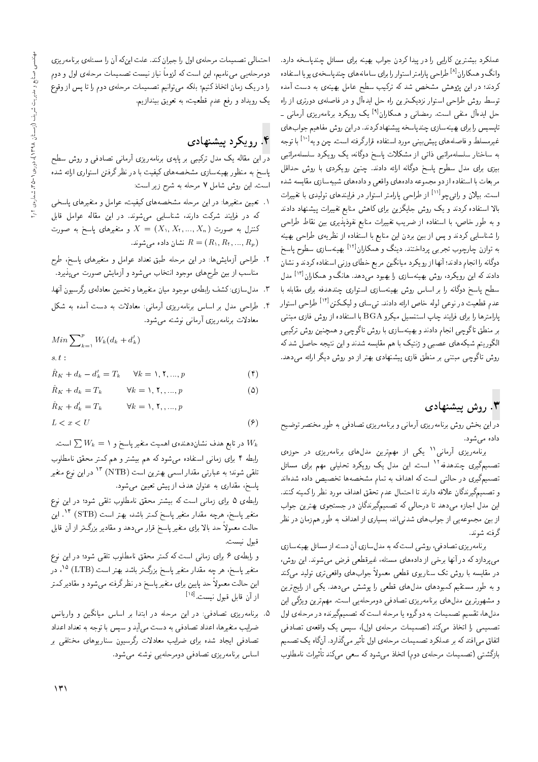عملکرد بیشترین کارایی را در پیدا کردن جواب بهینه برای مسائل چندپاسخه دارد. وانگ و همکاران[8] طراحی پارامتر استوار را برای سامانه‌های چندپاسخه‌ی پویا استفاده کردند؛ در این پژوهش مشخص شد که ترکیب سطح عامل بهینه‌ی به دست آمده توسط روش طراحی استوار نزدیک‌ترین راه حل ایده‌آل و در فاصله‌ی دورتری از راه حل ایده‌آل منفی است. رمضانی و همکاران[9] یک رویکرد برنامه‌ریزی آرمانی ـ تاپسیس را برای بهینه‌سازی چندپاسخه پیشنهاد کردند. در این روش مفاهیم جواب‌های غیرمسلط و فاصله‌های پیش‌بینی مورد استفاده قرارگرفته است. چن و یه[10] با توجه به ساختار سلسله‌مراتبی ذاتی از مشکلات پاسخ دوگانه، یک رویکرد سلسله‌مراتبی بیزی برای مدل سطوح پاسخ دوگانه ارائه دادند. چنین رویکردی با روش حداقل مربعات با استفاده از دو مجموعه داده‌های واقعی و داده‌های شبیه‌سازی مقایسه شده است. بیلان و رائی‌چو[11] از طراحی پارامتر استوار در فرایندهای تولیدی با تغییرات بالا استفاده کردند و یک روش جایگزین برای کاهش منابع تغییرات پیشنهاد دادند و به طور خاص، با استفاده از ضریب تغییرات منابع نفوذپذیری بین نقاط طراحی را شناسایی کردند و پس از بین بردن این منابع با استفاده از نظریه‌ی طراحی بهینه به توازن چارچوب تجربی پرداختند. دینگ و همکاران[12] بهینه‌سازی سطوح پاسخ دوگانه را انجام دادند؛ آنها از رویکرد میانگین مربع خطای وزنی استفاده کردند و نشان دادند که این رویکرد، روش بهینه‌سازی را بهبود می‌دهد. هانگ و همکاران[13] مدل سطح پاسخ دوگانه را بر اساس روش بهینه‌سازی استواری چندهدفه برای مقابله با عدم قطعیت در نوعی لوله خاص ارائه دادند. تی‌سای و لیک‌کئن[14] طراحی استوار پارامترها را برای فرایند چاپ استنسیل میکرو BGA با استفاده از روش فازی مبتنی بر منطق تاگوچی انجام دادند و بهینه‌سازی با روش تاگوچی و همچنین روش ترکیبی الگوریتم شبکه‌های عصبی و ژنتیک با هم مقایسه شدند و این نتیجه حاصل شد که روش تاگوچی مبتنی بر منطق فازی پیشنهادی بهتر از دو روش دیگر ارائه می‌دهد.

## ۳. روش پیشنهادی

در این بخش روش برنامه‌ریزی آرمانی و برنامه‌ریزی تصادفی به طور مختصر توضیح داده می‌شود.

برنامه‌ریزی آرمانی[11] یکی از مهم‌ترین مدل‌های برنامه‌ریزی در حوزه‌ی تصمیم‌گیری چندهدفه[12] است. این مدل یک رویکرد تحلیلی مهم برای مسائل تصمیم‌گیری در حالتی است که اهداف به تمام مشخصه‌ها تخصیص داده شده‌اند و تصمیم‌گیرندگان علاقه دارند تا احتمال عدم تحقق اهداف مورد نظر را کمینه کنند. این مدل اجازه می‌دهد تا درحالی که تصمیم‌گیرندگان در جستجوی بهترین جواب از بین مجموعه‌یی از جواب‌های شدنی‌اند، بسیاری از اهداف به طور هم‌زمان در نظر گرفته شوند.

برنامه‌ریزی تصادفی، روشی است که به مدل‌سازی آن دسته از مسائل بهینه‌سازی می‌پردازد که در آنها برخی از داده‌های مسئله، غیرقطعی فرض می‌شوند. این روش، در مقایسه با روش تک سناریوی قطعی معمولاً جواب‌های واقعی‌تری تولید می‌کند و به طور مستقیم کمبودهای مدل‌های قطعی را پوشش می‌دهد. یکی از رایج‌ترین و مشهورترین مدل‌های برنامه‌ریزی تصادفی دومرحله‌یی است. مهم‌ترین ویژگی این مدل‌ها، تقسیم تصمیمات به دو گروه یا مرحله است که تصمیم‌گیرنده در مرحله‌ی اول تصمیمی را اتخاذ می‌کند (تصمیمات مرحله‌ی اول)، سپس یک واقعه‌ی تصادفی اتفاق می‌افتد که بر عملکرد تصمیمات مرحله‌ی اول تأثیر می‌گذارد. آنگاه یک تصمیم بازگشتی (تصمیمات مرحله‌ی دوم) اتخاذ می‌شود که سعی می‌کند تأثیرات نامطلوب احتمالی تصمیمات مرحله‌ی اول را جبران کند. علت این‌که آن را مسئله‌ی برنامه‌ریزی دومرحله‌یی می‌نامیم، این است که لزوماً نیاز نیست تصمیمات مرحله‌ی اول و دوم را در یک زمان اتخاذ کنیم؛ بلکه می‌توانیم تصمیمات مرحله‌ی دوم را تا پس از وقوع یک رویداد و رفع عدم قطعیت، به تعویق بیندازیم.

## ۴. رویکرد پیشنهادی

در این مقاله یک مدل ترکیبی بر پایه‌ی برنامه‌ریزی آرمانی تصادفی و روش سطح پاسخ به منظور بهینه‌سازی مشخصه‌های کیفیت با در نظر گرفتن استواری ارائه شده است. این روش شامل ۷ مرحله به شرح زیر است:

۱. تعیین متغیرها: در این مرحله مشخصه‌های کیفیت، عوامل و متغیرهای پاسخی که در فرایند شرکت دارند، شناسایی می‌شوند. در این مقاله عوامل قابل کنترل به صورت $X = (X_1, X_2, ..., X_n)$ و متغیرهای پاسخ به صورت $R = (R_1, R_2, ..., R_p)$ نشان داده می‌شوند.

۲. طراحی آزمایش‌ها: در این مرحله طبق تعداد عوامل و متغیرهای پاسخ، طرح مناسب از بین طرح‌های موجود انتخاب می‌شود و آزمایش صورت می‌پذیرد.

۳. مدل‌سازی: کشف رابطه‌ی موجود میان متغیرها و تخمین معادله‌ی رگرسیون آنها.

۴. طراحی مدل بر اساس برنامه‌ریزی آرمانی: معادلات به دست آمده به شکل معادلات برنامه‌ریزی آرمانی نوشته می‌شود.

$$Min \sum_{k=1}^{p} W_k(d_k + d'_k)$$

$$s.t:$$

$$\hat{R}_K + d_k - d'_k = T_k \quad \forall k = 1, 2, ..., p \qquad (4)$$

$$\hat{R}_K + d_k = T_k \quad \forall k = 1, 2, ..., p \qquad (5)$$

$$\hat{R}_K + d'_k = T_k \quad \forall k = 1, 2, ..., p$$

$$L < x < U \qquad (6)$$

$W_k$ در تابع هدف نشان‌دهنده‌ی اهمیت متغیر پاسخ و $\sum W_k = 1$ است.

رابطه ۴ برای زمانی استفاده می‌شود که هم بیشتر و هم کمتر محقق نامطلوب تلقی شوند؛ به عبارتی مقدار اسمی بهترین است (NTB)[13] در این نوع متغیر پاسخ، مقداری به عنوان هدف از پیش تعیین می‌شود.

رابطه‌ی ۵ برای زمانی است که بیشتر محقق نامطلوب تلقی شود؛ در این نوع متغیر پاسخ، هرچه مقدار متغیر پاسخ کمتر باشد، بهتر است (STB)[14]. این حالت معمولاً حد بالا برای متغیر پاسخ قرار می‌دهد و مقادیر بزرگ‌تر از آن قابل قبول نیست.

و رابطه‌ی ۶ برای زمانی است که کمتر محقق نامطلوب تلقی شود؛ در این نوع متغیر پاسخ، هر چه مقدار متغیر پاسخ بزرگ‌تر باشد بهتر است (LTB)[15]، در این حالت معمولاً حد پایین برای متغیر پاسخ در نظرگرفته می‌شود و مقادیر کمتر از آن قابل قبول نیست.[15]

۵. برنامه‌ریزی تصادفی: در این مرحله در ابتدا بر اساس میانگین و واریانس ضرایب متغیرها، اعداد تصادفی به دست می‌آید و سپس با توجه به تعداد اعداد تصادفی ایجاد شده برای ضرایب معادلات رگرسیون سناریوهای مختلفی بر اساس برنامه‌ریزی تصادفی دومرحله‌یی نوشته می‌شود.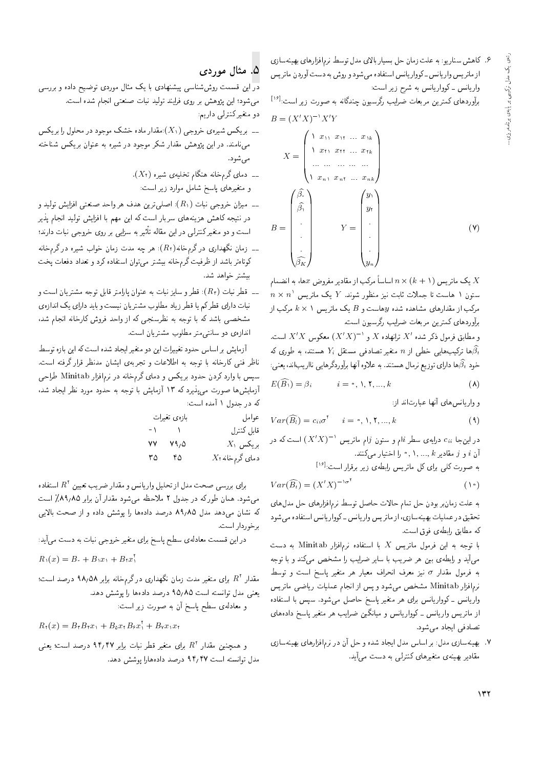۶. کاهش سناریو: به علت زمان حل بسیار بالای مدل توسط نرم‌افزارهای بهینه‌سازی از ماتریس واریانس ـ کوواریانس استفاده می‌شود و روش به دست آوردن ماتریس واریانس ـ کوواریانس به شرح زیر است:

برآوردهای کمترین مربعات ضرایب رگرسیون چندگانه به صورت زیر است:[۱۶]

$$B = (X'X)^{-1}X'Y$$

$$X = \begin{pmatrix} 1 & x_{11} & x_{12} & \dots & x_{1k} \\ 1 & x_{21} & x_{22} & \dots & x_{2k} \\ \dots & \dots & \dots & \dots & \dots \\ 1 & x_{n1} & x_{n2} & \dots & x_{nk} \end{pmatrix}$$

$$B = \begin{pmatrix} \widehat{\beta_0} \\ \widehat{\beta_1} \\ . \\ . \\ . \\ \widehat{\beta_K} \end{pmatrix} \qquad Y = \begin{pmatrix} y_1 \\ y_2 \\ . \\ . \\ . \\ y_n \end{pmatrix} \tag{7}$$

$X$ یک ماتریس $n \times (k+1)$ اساساً مرکب از مقادیر مفروض $x$ها، به انضمام ستون ۱ هاست تا جملات ثابت نیز منظور شوند. $Y$ یک ماتریس $n \times n^1$ مرکب از مقدارهای مشاهده شده $y$هاست و $B$ یک ماتریس $k \times 1$ مرکب از برآوردهای کمترین مربعات ضرایب رگرسیون است.

و مطابق فرمول ذکر شده $X'$ ترانهاده $X$ و $(X'X)^{-1}$ معکوس $X'X$ است. $\widehat{\beta_i}$ها ترکیب‌هایی خطی از $n$ متغیر تصادفی مستقل $Y_i$ هستند، به طوری که خود $\widehat{\beta_i}$ها دارای توزیع نرمال هستند. به علاوه آنها برآوردگرهایی ناریب‌اند، یعنی:

$$E(\widehat{B_1}) = \beta_i \qquad i = 0, 1, 2, \dots, k \tag{8}$$

و واریانس‌های آنها عبارت‌اند از:

$$Var(\widehat{B_i}) = c_{ii}\sigma^2 \qquad i = 0, 1, 2, \dots, k \tag{9}$$

در اینجا $c_{ii}$ درایه‌ی سطر $i$ام و ستون $j$ام ماتریس $(X'X)^{-1}$ است که در آن $i$ و $j$ مقادیر $k, \dots, 1, 0$ را اختیار می‌کنند.

به صورت کلی برای کل ماتریس رابطه‌ی زیر برقرار است:[۱۶]

$$Var(\widehat{B_i}) = (X'X)^{-1\sigma^2} \tag{10}$$

به علت زمان‌بر بودن حل تمام حالات حاصل توسط نرم‌افزارهای حل مدل‌های تحقیق در عملیات بهینه‌سازی، از ماتریس واریانس ـ کوواریانس استفاده می‌شود که مطابق رابطه‌ی فوق است.

با توجه به این فرمول ماتریس $X$ با استفاده نرم‌افزار Minitab به دست می‌آید و رابطه‌ی بین هر ضریب با سایر ضرایب را مشخص می‌کند و با توجه به فرمول مقدار $\sigma$ نیز معرف انحراف معیار هر متغیر پاسخ است و توسط نرم‌افزار Minitab مشخص می‌شود و پس از انجام عملیات ریاضی ماتریس واریانس ـ کوواریانس برای هر متغیر پاسخ حاصل می‌شود. سپس با استفاده از ماتریس واریانس ـ کوواریانس و میانگین ضرایب هر متغیر پاسخ داده‌های تصادفی ایجاد می‌شود.

۷. بهینه‌سازی مدل: بر اساس مدل ایجاد شده و حل آن در نرم‌افزارهای بهینه‌سازی مقادیر بهینه‌ی متغیرهای کنترلی به دست می‌آید.

## ۵. مثال موردی

در این قسمت روش‌شناسی پیشنهادی با یک مثال موردی توضیح داده و بررسی می‌شود؛ این پژوهش بر روی فرایند تولید نبات صنعتی انجام شده است.

دو متغیر کنترلی داریم:

ـ بریکس شیره‌ی خروجی ($X_1$): مقدار ماده خشک موجود در محلول را بریکس می‌نامند. در این پژوهش مقدار شکر موجود در شیره به عنوان بریکس شناخته می‌شود.

ـ دمای گرم‌خانه هنگام تخلیه‌ی شیره ($X_2$).

و متغیرهای پاسخ شامل موارد زیر است:

ـ میزان خروجی نبات ($R_1$): اصلی‌ترین هدف هر واحد صنعتی افزایش تولید و در نتیجه کاهش هزینه‌های سربار است که این مهم با افزایش تولید انجام پذیر است و دو متغیر کنترلی در این مقاله تأثیر به سزایی بر روی خروجی نبات دارند؛

ـ زمان نگهداری در گرم‌خانه ($R_2$): هر چه مدت زمان خواب شیره در گرم‌خانه کوتاه‌تر باشد از ظرفیت گرم‌خانه بیشتر می‌توان استفاده کرد و تعداد دفعات پخت بیشتر خواهد شد.

ـ قطر نبات ($R_3$): قطر و سایز نبات به عنوان پارامتر قابل توجه مشتریان است و نبات دارای قطر کم یا قطر زیاد مطلوب مشتریان نیست و باید دارای یک اندازه‌ی مشخصی باشد که با توجه به نظرسنجی که از واحد فروش کارخانه انجام شد، اندازه‌ی دو سانتی‌متر مطلوب مشتریان است.

آزمایش بر اساس حدود تغییرات این دو متغیر ایجاد شده است که این بازه توسط ناظر فنی کارخانه با توجه به اطلاعات و تجربه‌ی ایشان مدنظر قرار گرفته است. سپس با وارد کردن حدود بریکس و دمای گرم‌خانه در نرم‌افزار Minitab طراحی آزمایش‌ها صورت می‌پذیرد که ۱۳ آزمایش با توجه به حدود مورد نظر ایجاد شد، که در جدول ۱ آمده است:

| عوامل | بازه‌ی تغییرات | |
|---|---|---|
| قابل کنترل | ۱ | ۱- |
| بریکس $X_1$ | ۷۹٫۵ | ۷۷ |
| دمای گرم‌خانه $X_2$ | ۴۵ | ۳۵ |

برای بررسی صحت مدل از تحلیل واریانس و مقدار ضریب تعیین $R^2$ استفاده می‌شود. همان طورکه در جدول ۲ ملاحظه می‌شود مقدار آن برابر ۸۹٫۸۵٪ است که نشان می‌دهد مدل ۸۹٫۸۵ درصد داده‌ها را پوشش داده و از صحت بالایی برخوردار است.

در این قسمت معادله‌ی سطح پاسخ برای متغیر خروجی نبات به دست می‌آید:

$$R_1(x) = B_0 + B_1x_1 + B_2x_1^2$$

مقدار $R^2$ برای متغیر مدت زمان نگهداری در گرم‌خانه برابر ۹۸٫۵۸ درصد است؛ یعنی مدل توانسته است ۹۵٫۸۵ درصد داده‌ها را پوشش دهد.

و معادله‌ی سطح پاسخ آن به صورت زیر است:

$$R_2(x) = B_3B_4x_1 + B_5x_2B_6x_1^2 + B_7x_1x_2$$

و همچنین مقدار $R^2$ برای متغیر قطر نبات برابر ۹۴٫۴۷ درصد است؛ یعنی مدل توانسته است ۹۴٫۴۷ درصد داده‌هارا پوشش دهد.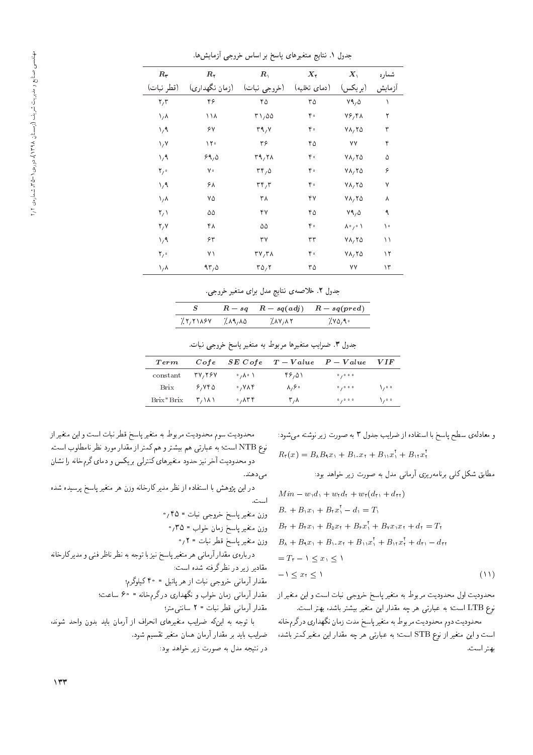جدول ۱. نتایج متغیرهای پاسخ بر اساس خروجی آزمایش‌ها.

| شماره آزمایش | $X_1$ (بریکس) | $X_2$ (دمای تخلیه) | $R_1$ (خروجی نبات) | $R_2$ (زمان نگهداری) | $R_3$ (قطر نبات) |
|---|---|---|---|---|---|
| ۱ | ۷۹٫۵ | ۳۵ | ۴۵ | ۴۶ | ۲٫۳ |
| ۲ | ۷۶٫۴۸ | ۴۰ | ۳۱٫۵۵ | ۱۱۸ | ۱٫۸ |
| ۳ | ۷۸٫۲۵ | ۴۰ | ۳۹٫۷ | ۶۷ | ۱٫۹ |
| ۴ | ۷۷ | ۴۵ | ۳۶ | ۱۲۰ | ۱٫۷ |
| ۵ | ۷۸٫۲۵ | ۴۰ | ۳۹٫۲۸ | ۶۹٫۵ | ۱٫۹ |
| ۶ | ۷۸٫۲۵ | ۴۰ | ۳۴٫۵ | ۷۰ | ۲٫۰ |
| ۷ | ۷۸٫۲۵ | ۴۰ | ۳۴٫۳ | ۶۸ | ۱٫۹ |
| ۸ | ۷۸٫۲۵ | ۴۷ | ۳۸ | ۷۵ | ۱٫۸ |
| ۹ | ۷۹٫۵ | ۴۵ | ۴۷ | ۵۵ | ۲٫۱ |
| ۱۰ | ۸۰٫۰۱ | ۴۰ | ۵۵ | ۴۸ | ۲٫۷ |
| ۱۱ | ۷۸٫۲۵ | ۳۳ | ۳۷ | ۶۳ | ۱٫۹ |
| ۱۲ | ۷۸٫۲۵ | ۴۰ | ۳۷٫۳۸ | ۷۱ | ۲٫۰ |
| ۱۳ | ۷۷ | ۳۵ | ۳۵٫۲ | ۹۳٫۵ | ۱٫۸ |

جدول ۲. خلاصه‌ی نتایج مدل برای متغیر خروجی.

| $S$ | $R-sq$ | $R-sq(adj)$ | $R-sq(pred)$ |
|---|---|---|---|
| ٪۲٫۲۱۸۶۷ | ٪۸۹٫۸۵ | ٪۸۷٫۸۲ | ٪۷۵٫۹۰ |

جدول ۳. ضرایب متغیرها مربوط به متغیر پاسخ خروجی نبات.

| $Term$ | $Cofe$ | $SE\ Cofe$ | $T-Value$ | $P-Value$ | $VIF$ |
|---|---|---|---|---|---|
| constant | ۳۷٫۲۶۷ | ۰٫۸۰۱ | ۴۶٫۵۱ | ۰٫۰۰۰ | |
| Brix | ۶٫۷۴۵ | ۰٫۷۸۴ | ۸٫۶۰ | ۰٫۰۰۰ | ۱٫۰۰ |
| Brix*Brix | ۳٫۱۸۱ | ۰٫۸۳۴ | ۳٫۸ | ۰٫۰۰۰ | ۱٫۰۰ |

و معادله‌ی سطح پاسخ با استفاده از ضرایب جدول ۳ به صورت زیر نوشته می‌شود:

$$R_3(x) = B_8 B_9 x_1 + B_{10} x_2 + B_{11} x_1^2 + B_{12} x_2^2$$

مطابق شکل کلی برنامه‌ریزی آرمانی مدل به صورت زیر خواهد بود:

$$Min - w_1 d_1 + w_2 d_2 + w_3 (d_{31} + d_{32})$$

$$B_0 + B_1 x_1 + B_2 x_1^2 - d_1 = T_1$$

$$B_3 + B_4 x_1 + B_5 x_2 + B_6 x_1^2 + B_7 x_1 x_2 + d_2 = T_2$$

$$B_8 + B_9 x_1 + B_{10} x_2 + B_{11} x_1^2 + B_{12} x_2^2 + d_{31} - d_{32}$$

$$= T_3 - 1 \leq x_1 \leq 1$$

$$-1 \leq x_2 \leq 1 \qquad (11)$$

محدودیت اول محدودیت مربوط به متغیر پاسخ خروجی نبات است و این متغیر از نوع LTB است؛ به عبارتی هر چه مقدار این متغیر بیشتر باشد، بهتر است.

محدودیت دوم محدودیت مربوط به متغیر پاسخ مدت زمان نگهداری درگرم‌خانه است و این متغیر از نوع STB است؛ به عبارتی هر چه مقدار این متغیر کمتر باشد، بهتر است.

محدودیت سوم محدودیت مربوط به متغیر پاسخ قطر نبات است و این متغیر از نوع NTB است؛ به عبارتی هم بیشتر و هم کمتر از مقدار مورد نظر نامطلوب است.

دو محدودیت آخر نیز حدود متغیرهای کنترلی بریکس و دمای گرم‌خانه را نشان می‌دهند.

در این پژوهش با استفاده از نظر مدیر کارخانه وزن هر متغیر پاسخ پرسیده شده است.

وزن متغیر پاسخ خروجی نبات = ۰٫۴۵

وزن متغیر پاسخ زمان خواب = ۰٫۳۵

وزن متغیر پاسخ قطر نبات = ۰٫۲

درباره‌ی مقدار آرمانی هر متغیر پاسخ نیز با توجه به نظر ناظر فنی و مدیر کارخانه مقادیر زیر در نظر گرفته شده است:

مقدار آرمانی خروجی نبات از هر پاتیل = ۴۰ کیلوگرم؛

مقدار آرمانی زمان خواب و نگهداری درگرم‌خانه = ۶۰ ساعت؛

مقدار آرمانی قطر نبات = ۲ سانتی‌متر؛

با توجه به اینکه ضرایب متغیرهای انحراف از آرمان باید بدون واحد شوند، ضرایب باید بر مقدار آرمان همان متغیر تقسیم شود.

در نتیجه مدل به صورت زیر خواهد بود: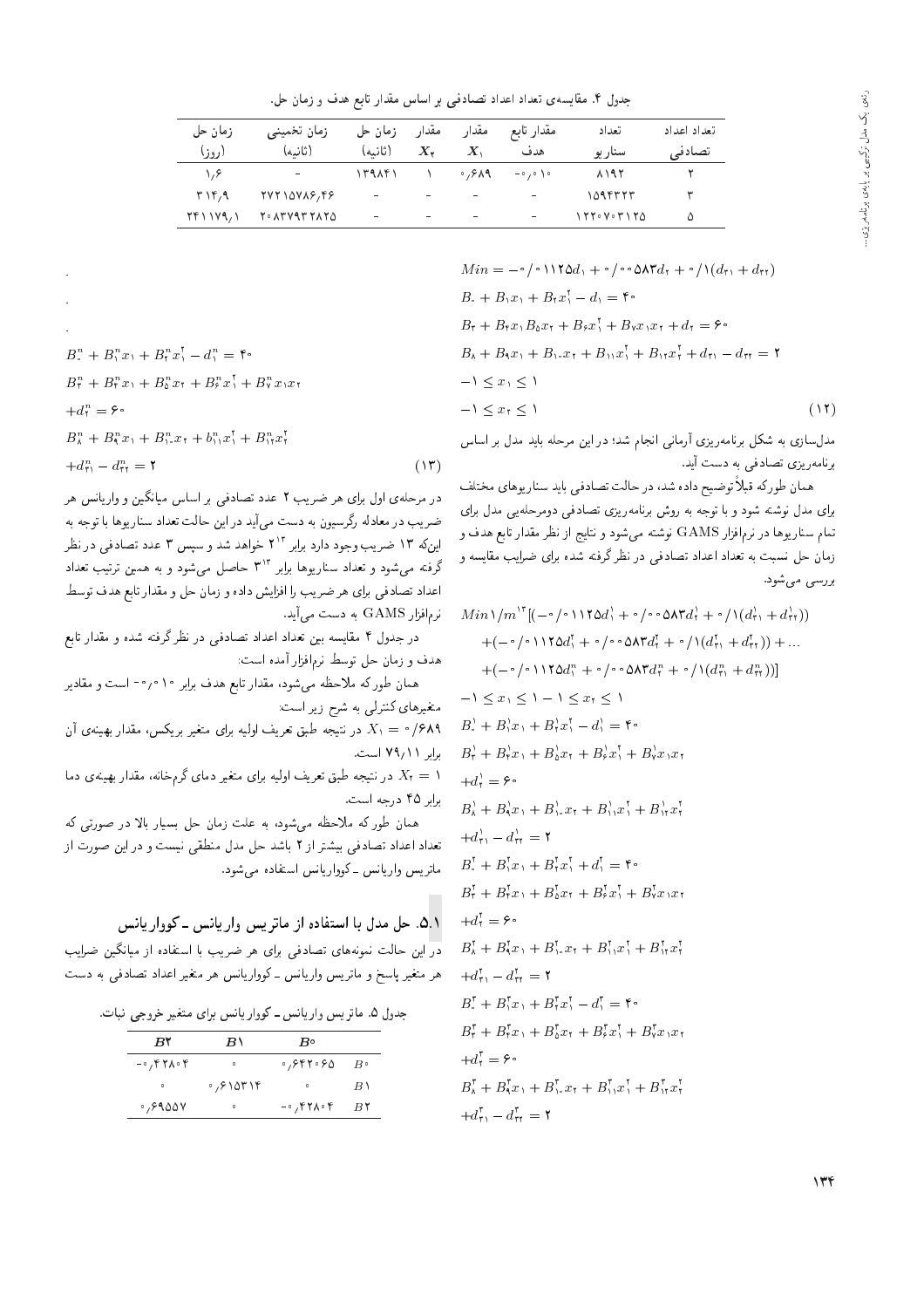جدول ۴. مقایسه‌ی تعداد اعداد تصادفی بر اساس مقدار تابع هدف و زمان حل.

| تعداد اعداد تصادفی | تعداد سناریو | مقدار تابع هدف | مقدار $X_1$ | مقدار $X_2$ | زمان حل (ثانیه) | زمان تخمینی (ثانیه) | زمان حل (روز) |
|---|---|---|---|---|---|---|---|
| ۲ | ۸۱۹۲ | ۰٫۰۱۰- | ۰٫۶۸۹ | ۱ | ۱۳۹۸۴۱ | - | ۱٫۶ |
| ۳ | ۱۵۹۴۳۲۳ | - | - | - | - | ۲۷۲۱۵۷۸۶٫۴۶ | ۳۱۴٫۹ |
| ۵ | ۱۲۲۰۷۰۳۱۲۵ | - | - | - | - | ۲۰۸۳۷۹۳۲۸۲۵ | ۲۴۱۱۷۹٫۱ |

$$Min = -0/01125d_1 + 0/00583d_2 + 0/1(d_{21} + d_{22})$$
$$B_0 + B_1x_1 + B_2x_1^2 - d_1 = 40$$
$$B_3 + B_4x_1B_5x_2 + B_6x_1^2 + B_7x_1x_2 + d_2 = 60$$
$$B_8 + B_9x_1 + B_{10}x_2 + B_{11}x_1^2 + B_{12}x_2^2 + d_{21} - d_{22} = 2$$
$$-1 \leq x_1 \leq 1$$
$$-1 \leq x_2 \leq 1 \qquad (12)$$

مدل‌سازی به شکل برنامه‌ریزی آرمانی انجام شد؛ در این مرحله باید مدل بر اساس برنامه‌ریزی تصادفی به دست آید.

همان طورکه قبلاً توضیح داده شد، در حالت تصادفی باید سناریوهای مختلف برای مدل نوشته شود و با توجه به روش برنامه‌ریزی تصادفی دومرحله‌یی مدل برای تمام سناریوها در نرم‌افزار GAMS نوشته می‌شود و نتایج از نظر مقدار تابع هدف و زمان حل نسبت به تعداد اعداد تصادفی در نظرگرفته شده برای ضرایب مقایسه و بررسی می‌شود.

$$Min\, 1/m^{13}[(-0/01125d_1^1 + 0/00583d_2^1 + 0/1(d_{21}^1 + d_{22}^1))$$
$$+(-0/01125d_1^2 + 0/00583d_2^2 + 0/1(d_{21}^2 + d_{22}^2)) + \ldots$$
$$+(-0/01125d_1^n + 0/00583d_2^n + 0/1(d_{21}^n + d_{22}^n))]$$
$$-1 \leq x_1 \leq 1 - 1 \leq x_2 \leq 1$$
$$B_0^1 + B_1^1x_1 + B_2^1x_1^2 - d_1^1 = 40$$
$$B_3^1 + B_4^1x_1 + B_5^1x_2 + B_6^1x_1^2 + B_7^1x_1x_2$$
$$+d_2^1 = 60$$
$$B_8^1 + B_9^1x_1 + B_{10}^1x_2 + B_{11}^1x_1^2 + B_{12}^1x_2^2$$
$$+d_{21}^1 - d_{22}^1 = 2$$
$$B_0^2 + B_1^2x_1 + B_2^2x_1^2 + d_1^2 = 40$$
$$B_3^2 + B_4^2x_1 + B_5^2x_2 + B_6^2x_1^2 + B_7^2x_1x_2$$
$$+d_2^2 = 60$$
$$B_8^2 + B_9^2x_1 + B_{10}^2x_2 + B_{11}^2x_1^2 + B_{12}^2x_2^2$$
$$+d_{21}^2 - d_{22}^2 = 2$$
$$B_0^3 + B_1^3x_1 + B_2^3x_1^2 - d_1^3 = 40$$
$$B_3^3 + B_4^3x_1 + B_5^3x_2 + B_6^3x_1^2 + B_7^3x_1x_2$$
$$+d_2^3 = 60$$
$$B_8^3 + B_9^3x_1 + B_{10}^3x_2 + B_{11}^3x_1^2 + B_{12}^3x_2^2$$
$$+d_{21}^3 - d_{22}^3 = 2$$

.

.

.

$$B_0^n + B_1^nx_1 + B_2^nx_1^2 - d_1^n = 40$$
$$B_3^n + B_4^nx_1 + B_5^nx_2 + B_6^nx_1^2 + B_7^nx_1x_2$$
$$+d_2^n = 60$$
$$B_8^n + B_9^nx_1 + B_{10}^nx_2 + b_{11}^nx_1^2 + B_{12}^nx_2^2$$
$$+d_{21}^n - d_{22}^n = 2 \qquad (13)$$

در مرحله‌ی اول برای هر ضریب ۲ عدد تصادفی بر اساس میانگین و واریانس هر ضریب در معادله رگرسیون به دست می‌آید در این حالت تعداد سناریوها با توجه به اینکه ۱۳ ضریب وجود دارد برابر $2^{13}$ خواهد شد و سپس ۳ عدد تصادفی در نظر گرفته می‌شود و تعداد سناریوها برابر $3^{13}$ حاصل می‌شود و به همین ترتیب تعداد اعداد تصادفی را برای هر ضریب را افزایش داده و زمان حل و مقدار تابع هدف توسط نرم‌افزار GAMS به دست می‌آید.

در جدول ۴ مقایسه بین تعداد اعداد تصادفی در نظرگرفته شده و مقدار تابع هدف و زمان حل توسط نرم‌افزار آمده است:

همان طورکه ملاحظه می‌شود، مقدار تابع هدف برابر ۰٫۰۱۰- است و مقادیر متغیرهای کنترلی به شرح زیر است:

$X_1 = 0/689$ در نتیجه طبق تعریف اولیه برای متغیر بریکس، مقدار بهینه‌ی آن برابر ۷۹٫۱۱ است.

$X_2 = 1$ در نتیجه طبق تعریف اولیه برای متغیر دمای گرم‌خانه، مقدار بهینه‌ی دما برابر ۴۵ درجه است.

همان طورکه ملاحظه می‌شود، به علت زمان حل بسیار بالا در صورتی که تعداد اعداد تصادفی بیشتر از ۲ باشد حل مدل منطقی نیست و در این صورت از ماتریس واریانس ـ کوواریانس استفاده می‌شود.

## ۱.۵. حل مدل با استفاده از ماتریس واریانس ـ کوواریانس

در این حالت نمونه‌های تصادفی برای هر ضریب با استفاده از میانگین ضرایب هر متغیر پاسخ و ماتریس واریانس ـ کوواریانس هر متغیر اعداد تصادفی به دست

جدول ۵. ماتریس واریانس ـ کوواریانس برای متغیر خروجی نبات.

| | $B0$ | $B1$ | $B2$ |
|---|---|---|---|
| $B0$ | ۰٫۶۴۲۰۶۵ | ۰ | ۰٫۴۲۸۰۴- |
| $B1$ | ۰ | ۰٫۶۱۵۳۱۴ | ۰ |
| $B2$ | ۰٫۴۲۸۰۴- | ۰ | ۰٫۶۹۵۵۷ |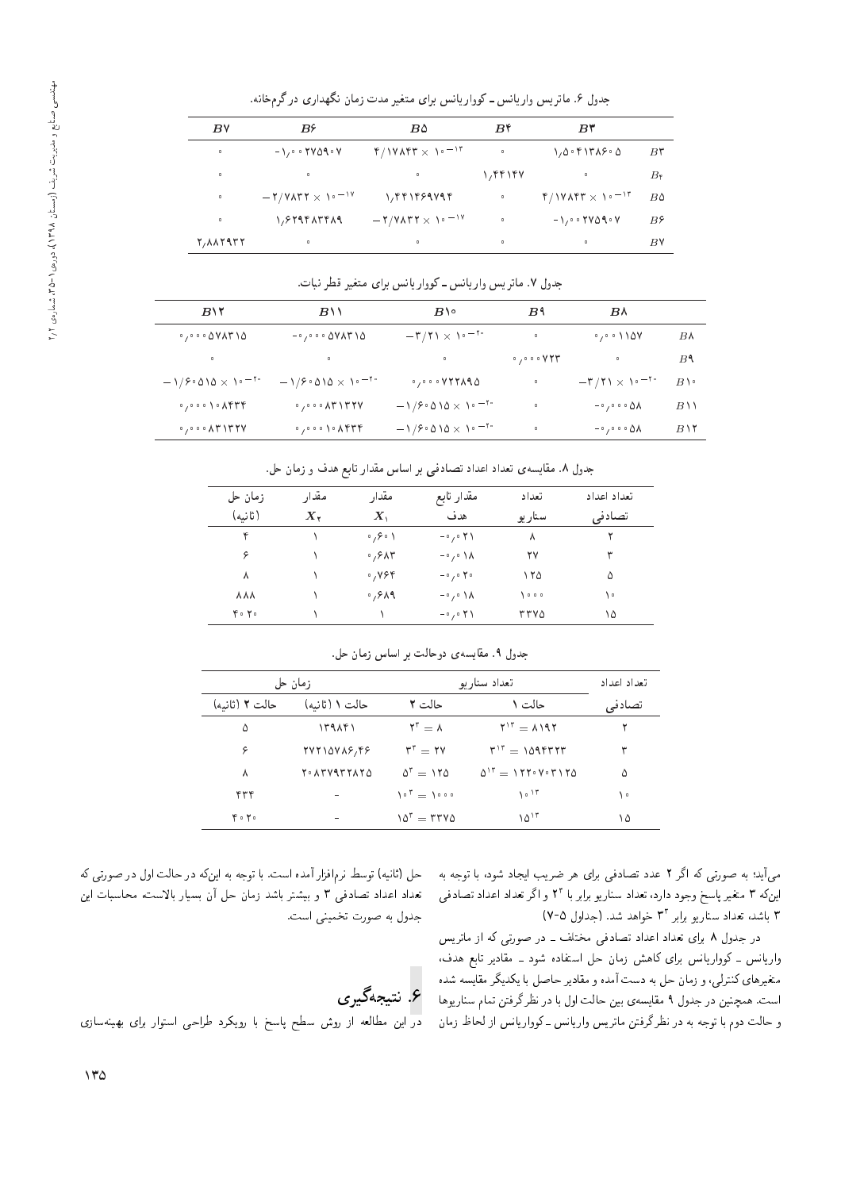جدول ۶. ماتریس واریانس ـ کوواریانس برای متغیر مدت زمان نگهداری در گرمخانه.

| | $B3$ | $B4$ | $B5$ | $B6$ | $B7$ |
|---|---|---|---|---|---|
| $B3$ | ۱٫۵۰۴۱۳۸۶۰۵ | ۰ | $4/17843 \times 10^{-13}$ | -۱٫۰۰۲۷۵۹۰۷ | ۰ |
| $B_4$ | ۰ | ۱٫۴۴۱۴۷ | ۰ | ۰ | ۰ |
| $B5$ | $4/17843 \times 10^{-13}$ | ۰ | ۱٫۴۴۱۴۶۹۷۹۴ | $-2/7832 \times 10^{-17}$ | ۰ |
| $B6$ | -۱٫۰۰۲۷۵۹۰۷ | ۰ | $-2/7832 \times 10^{-17}$ | ۱٫۶۲۹۴۸۳۴۸۹ | ۰ |
| $B7$ | ۰ | ۰ | ۰ | ۰ | ۲٫۸۸۲۹۳۲ |

جدول ۷. ماتریس واریانس ـ کوواریانس برای متغیر قطر نبات.

| | $B8$ | $B9$ | $B10$ | $B11$ | $B12$ |
|---|---|---|---|---|---|
| $B8$ | ۰٫۰۰۱۱۵۷ | ۰ | $-3/21 \times 10^{-20}$ | -۰٫۰۰۰۰۵۷۸۳۱۵ | ۰٫۰۰۰۰۵۷۸۳۱۵ |
| $B9$ | ۰ | ۰٫۰۰۰۰۷۲۳ | ۰ | ۰ | ۰ |
| $B10$ | $-3/21 \times 10^{-20}$ | ۰ | ۰٫۰۰۰۰۷۲۲۸۹۵ | $-1/60515 \times 10^{-20}$ | $-1/60515 \times 10^{-20}$ |
| $B11$ | -۰٫۰۰۰۰۵۸ | ۰ | $-1/60515 \times 10^{-20}$ | ۰٫۰۰۰۰۸۳۱۳۲۷ | ۰٫۰۰۰۰۱۰۸۴۳۴ |
| $B12$ | -۰٫۰۰۰۰۵۸ | ۰ | $-1/60515 \times 10^{-20}$ | ۰٫۰۰۰۰۱۰۸۴۳۴ | ۰٫۰۰۰۰۸۳۱۳۲۷ |

جدول ۸. مقایسه‌ی تعداد اعداد تصادفی بر اساس مقدار تابع هدف و زمان حل.

| تعداد اعداد تصادفی | تعداد سناریو | مقدار تابع هدف | مقدار $X_1$ | مقدار $X_2$ | زمان حل (ثانیه) |
|---|---|---|---|---|---|
| ۲ | ۸ | -۰٫۰۲۱ | ۰٫۶۰۱ | ۱ | ۴ |
| ۳ | ۲۷ | -۰٫۰۱۸ | ۰٫۶۸۳ | ۱ | ۶ |
| ۵ | ۱۲۵ | -۰٫۰۲۰ | ۰٫۷۶۴ | ۱ | ۸ |
| ۱۰ | ۱۰۰۰ | -۰٫۰۱۸ | ۰٫۶۸۹ | ۱ | ۸۸۸ |
| ۱۵ | ۳۳۷۵ | -۰٫۰۲۱ | ۱ | ۱ | ۴۰۲۰ |

جدول ۹. مقایسه‌ی دوحالت بر اساس زمان حل.

| تعداد اعداد تصادفی | تعداد سناریو | | زمان حل | |
|---|---|---|---|---|
| | حالت ۱ | حالت ۲ | حالت ۱ (ثانیه) | حالت ۲ (ثانیه) |
| ۲ | $2^{13} = 8192$ | $2^{3} = 8$ | ۱۳۹۸۴۱ | ۵ |
| ۳ | $3^{13} = 1594323$ | $3^{3} = 27$ | ۲۷۲۱۵۷۸۶٫۴۶ | ۶ |
| ۵ | $5^{13} = 1220703125$ | $5^{3} = 125$ | ۲۰۸۳۷۹۳۲۸۲۵ | ۸ |
| ۱۰ | $10^{13}$ | $10^{3} = 1000$ | - | ۴۳۴ |
| ۱۵ | $15^{13}$ | $15^{3} = 3375$ | - | ۴۰۲۰ |

می‌آید؛ به صورتی که اگر ۲ عدد تصادفی برای هر ضریب ایجاد شود، با توجه به این‌که ۳ متغیر پاسخ وجود دارد، تعداد سناریو برابر با $2^3$ و اگر تعداد اعداد تصادفی ۳ باشد، تعداد سناریو برابر $3^3$ خواهد شد. (جداول ۵-۷)

در جدول ۸ برای تعداد اعداد تصادفی مختلف ـ در صورتی که از ماتریس واریانس ـ کوواریانس برای کاهش زمان حل استفاده شود ـ مقادیر تابع هدف، متغیرهای کنترلی، و زمان حل به دست آمده و مقادیر حاصل با یکدیگر مقایسه شده است. همچنین در جدول ۹ مقایسه‌ی بین حالت اول با در نظرگرفتن تمام سناریوها و حالت دوم با توجه به در نظرگرفتن ماتریس واریانس ـ کوواریانس از لحاظ زمان حل (ثانیه) توسط نرم‌افزار آمده است. با توجه به این‌که در حالت اول در صورتی که تعداد اعداد تصادفی ۳ و بیشتر باشد زمان حل آن بسیار بالاست محاسبات این جدول به صورت تخمینی است.

## ۶. نتیجه‌گیری

در این مطالعه از روش سطح پاسخ با رویکرد طراحی استوار برای بهینه‌سازی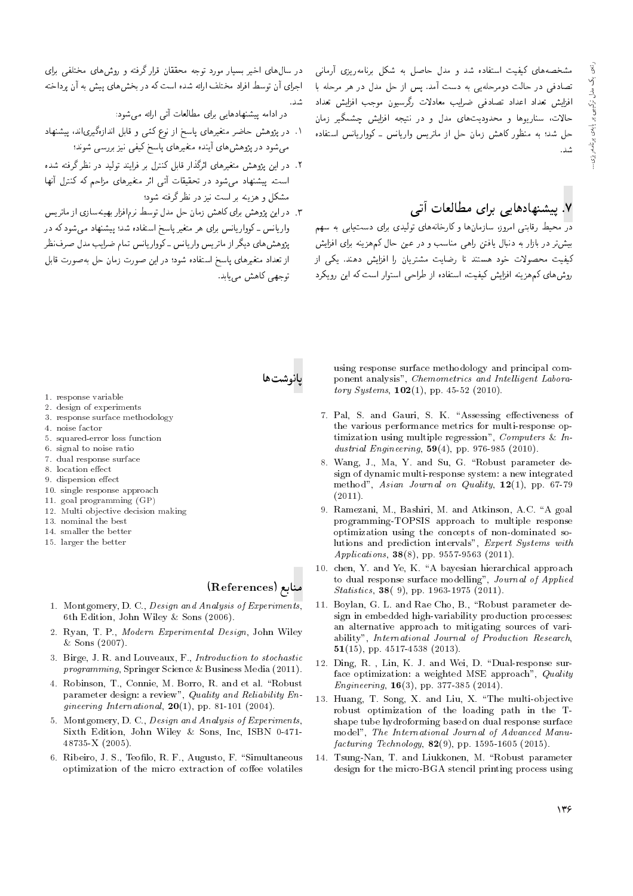مشخصه‌های کیفیت استفاده شد و مدل حاصل به شکل برنامه‌ریزی آرمانی تصادفی در حالت دومرحله‌یی به دست آمد. پس از حل مدل در هر مرحله با افزایش تعداد اعداد تصادفی ضرایب معادلات رگرسیون موجب افزایش تعداد حالات، سناریوها و محدودیت‌های مدل و در نتیجه افزایش چشمگیر زمان حل شد؛ به منظور کاهش زمان حل از ماتریس واریانس ـ کوواریانس استفاده شد.

## ۷. پیشنهادهایی برای مطالعات آتی

در محیط رقابتی امروز، سازمان‌ها و کارخانه‌های تولیدی برای دستیابی به سهم بیش‌تر در بازار به دنبال یافتن راهی مناسب و در عین حال کم‌هزینه برای افزایش کیفیت محصولات خود هستند تا رضایت مشتریان را افزایش دهند. یکی از روش‌های کم‌هزینه افزایش کیفیت، استفاده از طراحی استوار است که این رویکرد در سال‌های اخیر بسیار مورد توجه محققان قرار گرفته و روش‌های مختلفی برای اجرای آن توسط افراد مختلف ارائه شده است که در بخش‌های پیش به آن پرداخته شد.

در ادامه پیشنهادهایی برای مطالعات آتی ارائه می‌شود:

۱. در پژوهش حاضر متغیرهای پاسخ از نوع کمّی و قابل اندازه‌گیری‌اند، پیشنهاد می‌شود در پژوهش‌های آینده متغیرهای پاسخ کیفی نیز بررسی شوند؛

۲. در این پژوهش متغیرهای اثرگذار قابل کنترل بر فرایند تولید در نظر گرفته شده است. پیشنهاد می‌شود در تحقیقات آتی اثر متغیرهای مزاحم که کنترل آنها مشکل و هزینه‌بر است نیز در نظر گرفته شود؛

۳. در این پژوهش برای کاهش زمان حل مدل توسط نرم‌افزار بهینه‌سازی از ماتریس واریانس ـ کوواریانس برای هر متغیر پاسخ استفاده شد؛ پیشنهاد می‌شود که در پژوهش‌های دیگر از ماتریس واریانس ـ کوواریانس تمام ضرایب مدل صرف‌نظر از تعداد متغیرهای پاسخ استفاده شود؛ در این صورت زمان حل به‌صورت قابل توجهی کاهش می‌یابد.

## پانوشت‌ها

1. response variable
2. design of experiments
3. response surface methodology
4. noise factor
5. squared-error loss function
6. signal to noise ratio
7. dual response surface
8. location effect
9. dispersion effect
10. single response approach
11. goal programming (GP)
12. Multi objective decision making
13. nominal the best
14. smaller the better
15. larger the better

## منابع (References)

1. Montgomery, D. C., *Design and Analysis of Experiments*, 6th Edition, John Wiley & Sons (2006).
2. Ryan, T. P., *Modern Experimental Design*, John Wiley & Sons (2007).
3. Birge, J. R. and Louveaux, F., *Introduction to stochastic programming*, Springer Science & Business Media (2011).
4. Robinson, T., Connie, M. Borro, R. and et al. "Robust parameter design: a review", *Quality and Reliability Engineering International*, **20**(1), pp. 81-101 (2004).
5. Montgomery, D. C., *Design and Analysis of Experiments*, Sixth Edition, John Wiley & Sons, Inc, ISBN 0-471-48735-X (2005).
6. Ribeiro, J. S., Teofilo, R. F., Augusto, F. "Simultaneous optimization of the micro extraction of coffee volatiles using response surface methodology and principal component analysis", *Chemometrics and Intelligent Laboratory Systems*, **102**(1), pp. 45-52 (2010).
7. Pal, S. and Gauri, S. K. "Assessing effectiveness of the various performance metrics for multi-response optimization using multiple regression", *Computers & Industrial Engineering*, **59**(4), pp. 976-985 (2010).
8. Wang, J., Ma, Y. and Su, G. "Robust parameter design of dynamic multi-response system: a new integrated method", *Asian Journal on Quality*, **12**(1), pp. 67-79 (2011).
9. Ramezani, M., Bashiri, M. and Atkinson, A.C. "A goal programming-TOPSIS approach to multiple response optimization using the concepts of non-dominated solutions and prediction intervals", *Expert Systems with Applications*, **38**(8), pp. 9557-9563 (2011).
10. chen, Y. and Ye, K. "A bayesian hierarchical approach to dual response surface modelling", *Journal of Applied Statistics*, **38**( 9), pp. 1963-1975 (2011).
11. Boylan, G. L. and Rae Cho, B., "Robust parameter design in embedded high-variability production processes: an alternative approach to mitigating sources of variability", *International Journal of Production Research*, **51**(15), pp. 4517-4538 (2013).
12. Ding, R. , Lin, K. J. and Wei, D. "Dual-response surface optimization: a weighted MSE approach", *Quality Engineering*, **16**(3), pp. 377-385 (2014).
13. Huang, T. Song, X. and Liu, X. "The multi-objective robust optimization of the loading path in the T-shape tube hydroforming based on dual response surface model", *The International Journal of Advanced Manufacturing Technology*, **82**(9), pp. 1595-1605 (2015).
14. Tsung-Nan, T. and Liukkonen, M. "Robust parameter design for the micro-BGA stencil printing process using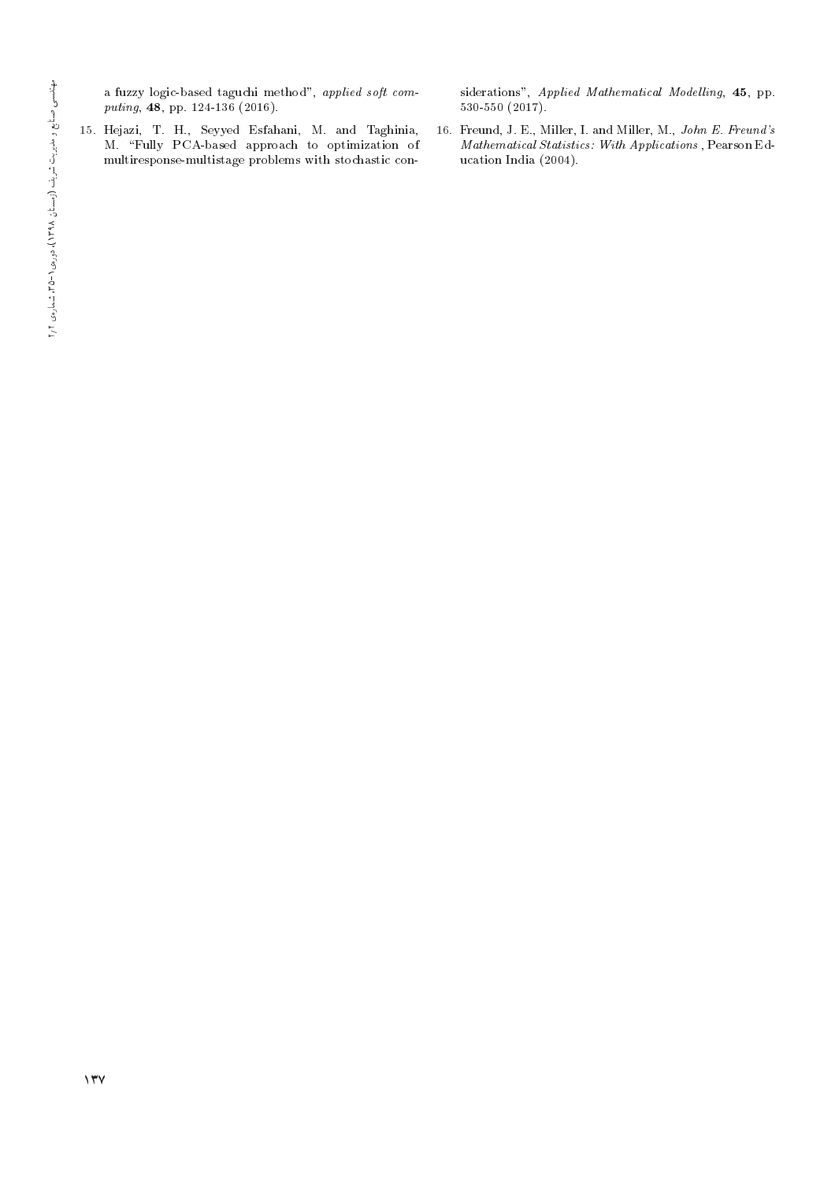a fuzzy logic-based taguchi method", *applied soft computing*, **48**, pp. 124-136 (2016).

15. Hejazi, T. H., Seyyed Esfahani, M. and Taghinia, M. "Fully PCA-based approach to optimization of multiresponse-multistage problems with stochastic considerations", *Applied Mathematical Modelling*, **45**, pp. 530-550 (2017).

16. Freund, J. E., Miller, I. and Miller, M., *John E. Freund's Mathematical Statistics: With Applications*, Pearson Education India (2004).